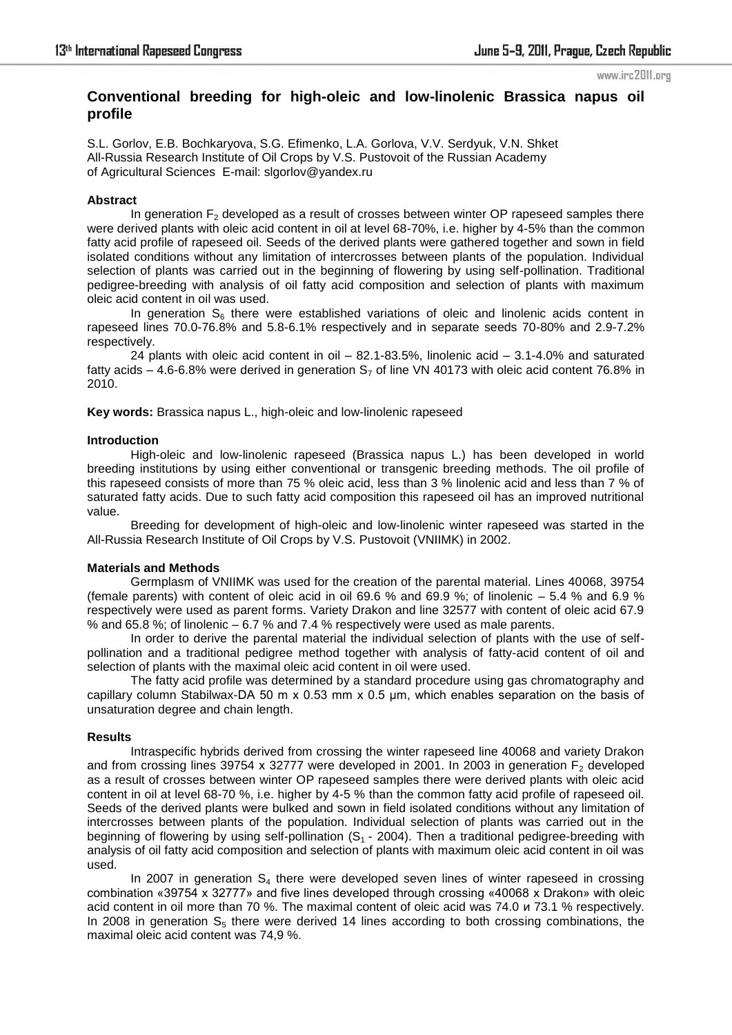# Conventional breeding for high-oleic and low-linolenic Brassica napus oil profile

S.L. Gorlov, E.B. Bochkaryova, S.G. Efimenko, L.A. Gorlova, V.V. Serdyuk, V.N. Shket
All-Russia Research Institute of Oil Crops by V.S. Pustovoit of the Russian Academy of Agricultural Sciences E-mail: slgorlov@yandex.ru

## Abstract

In generation $F_2$ developed as a result of crosses between winter OP rapeseed samples there were derived plants with oleic acid content in oil at level 68-70%, i.e. higher by 4-5% than the common fatty acid profile of rapeseed oil. Seeds of the derived plants were gathered together and sown in field isolated conditions without any limitation of intercrosses between plants of the population. Individual selection of plants was carried out in the beginning of flowering by using self-pollination. Traditional pedigree-breeding with analysis of oil fatty acid composition and selection of plants with maximum oleic acid content in oil was used.

In generation $S_6$ there were established variations of oleic and linolenic acids content in rapeseed lines 70.0-76.8% and 5.8-6.1% respectively and in separate seeds 70-80% and 2.9-7.2% respectively.

24 plants with oleic acid content in oil – 82.1-83.5%, linolenic acid – 3.1-4.0% and saturated fatty acids – 4.6-6.8% were derived in generation $S_7$ of line VN 40173 with oleic acid content 76.8% in 2010.

**Key words:** Brassica napus L., high-oleic and low-linolenic rapeseed

## Introduction

High-oleic and low-linolenic rapeseed (Brassica napus L.) has been developed in world breeding institutions by using either conventional or transgenic breeding methods. The oil profile of this rapeseed consists of more than 75 % oleic acid, less than 3 % linolenic acid and less than 7 % of saturated fatty acids. Due to such fatty acid composition this rapeseed oil has an improved nutritional value.

Breeding for development of high-oleic and low-linolenic winter rapeseed was started in the All-Russia Research Institute of Oil Crops by V.S. Pustovoit (VNIIMK) in 2002.

## Materials and Methods

Germplasm of VNIIMK was used for the creation of the parental material. Lines 40068, 39754 (female parents) with content of oleic acid in oil 69.6 % and 69.9 %; of linolenic – 5.4 % and 6.9 % respectively were used as parent forms. Variety Drakon and line 32577 with content of oleic acid 67.9 % and 65.8 %; of linolenic – 6.7 % and 7.4 % respectively were used as male parents.

In order to derive the parental material the individual selection of plants with the use of self-pollination and a traditional pedigree method together with analysis of fatty-acid content of oil and selection of plants with the maximal oleic acid content in oil were used.

The fatty acid profile was determined by a standard procedure using gas chromatography and capillary column Stabilwax-DA 50 m x 0.53 mm x 0.5 µm, which enables separation on the basis of unsaturation degree and chain length.

## Results

Intraspecific hybrids derived from crossing the winter rapeseed line 40068 and variety Drakon and from crossing lines 39754 x 32777 were developed in 2001. In 2003 in generation $F_2$ developed as a result of crosses between winter OP rapeseed samples there were derived plants with oleic acid content in oil at level 68-70 %, i.e. higher by 4-5 % than the common fatty acid profile of rapeseed oil. Seeds of the derived plants were bulked and sown in field isolated conditions without any limitation of intercrosses between plants of the population. Individual selection of plants was carried out in the beginning of flowering by using self-pollination ($S_1$ - 2004). Then a traditional pedigree-breeding with analysis of oil fatty acid composition and selection of plants with maximum oleic acid content in oil was used.

In 2007 in generation $S_4$ there were developed seven lines of winter rapeseed in crossing combination «39754 x 32777» and five lines developed through crossing «40068 x Drakon» with oleic acid content in oil more than 70 %. The maximal content of oleic acid was 74.0 и 73.1 % respectively. In 2008 in generation $S_5$ there were derived 14 lines according to both crossing combinations, the maximal oleic acid content was 74,9 %.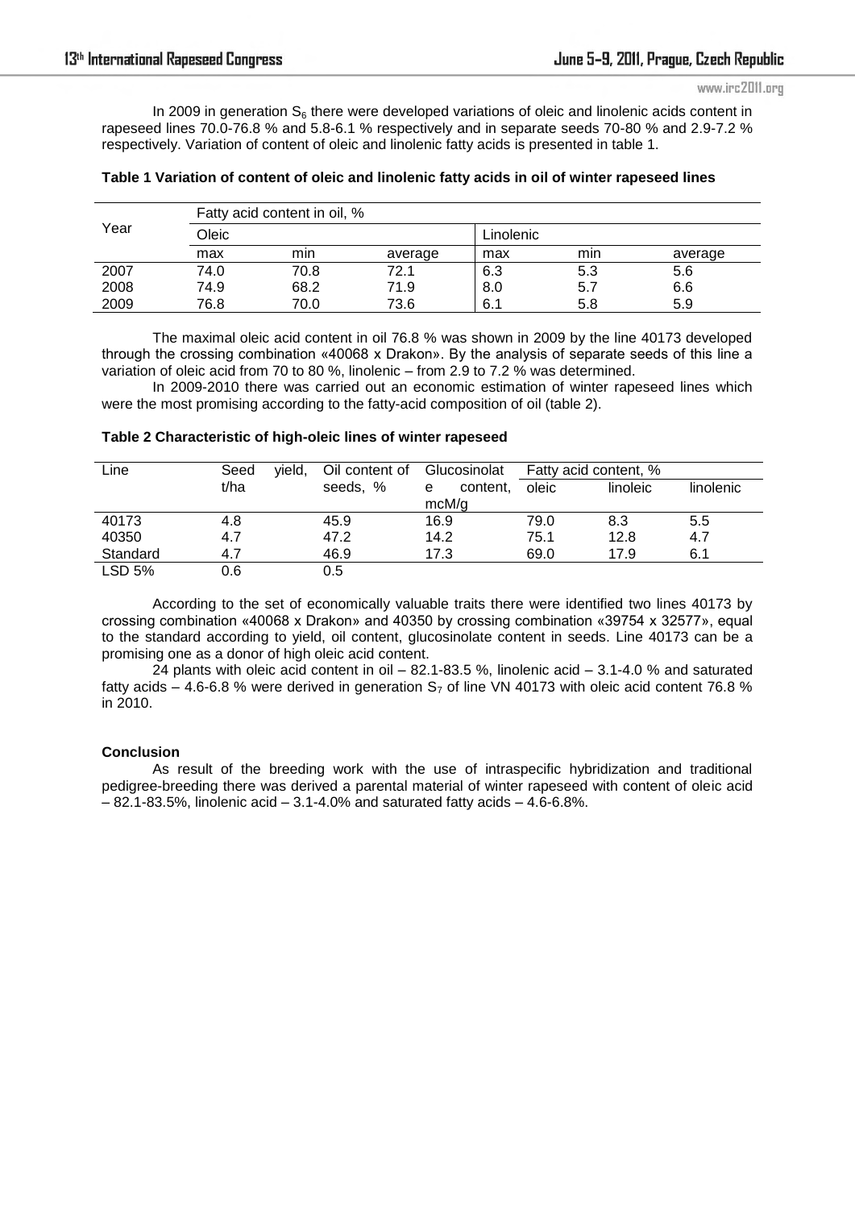In 2009 in generation $S_6$ there were developed variations of oleic and linolenic acids content in rapeseed lines 70.0-76.8 % and 5.8-6.1 % respectively and in separate seeds 70-80 % and 2.9-7.2 % respectively. Variation of content of oleic and linolenic fatty acids is presented in table 1.

**Table 1 Variation of content of oleic and linolenic fatty acids in oil of winter rapeseed lines**

| Year | Fatty acid content in oil, % | | | | | |
|---|---|---|---|---|---|---|
| | Oleic | | | Linolenic | | |
| | max | min | average | max | min | average |
| 2007 | 74.0 | 70.8 | 72.1 | 6.3 | 5.3 | 5.6 |
| 2008 | 74.9 | 68.2 | 71.9 | 8.0 | 5.7 | 6.6 |
| 2009 | 76.8 | 70.0 | 73.6 | 6.1 | 5.8 | 5.9 |

The maximal oleic acid content in oil 76.8 % was shown in 2009 by the line 40173 developed through the crossing combination «40068 x Drakon». By the analysis of separate seeds of this line a variation of oleic acid from 70 to 80 %, linolenic – from 2.9 to 7.2 % was determined.

In 2009-2010 there was carried out an economic estimation of winter rapeseed lines which were the most promising according to the fatty-acid composition of oil (table 2).

**Table 2 Characteristic of high-oleic lines of winter rapeseed**

| Line | Seed yield, t/ha | Oil content of seeds, % | Glucosinolate content, mcM/g | Fatty acid content, % | | |
|---|---|---|---|---|---|---|
| | | | | oleic | linoleic | linolenic |
| 40173 | 4.8 | 45.9 | 16.9 | 79.0 | 8.3 | 5.5 |
| 40350 | 4.7 | 47.2 | 14.2 | 75.1 | 12.8 | 4.7 |
| Standard | 4.7 | 46.9 | 17.3 | 69.0 | 17.9 | 6.1 |
| LSD 5% | 0.6 | 0.5 | | | | |

According to the set of economically valuable traits there were identified two lines 40173 by crossing combination «40068 x Drakon» and 40350 by crossing combination «39754 x 32577», equal to the standard according to yield, oil content, glucosinolate content in seeds. Line 40173 can be a promising one as a donor of high oleic acid content.

24 plants with oleic acid content in oil – 82.1-83.5 %, linolenic acid – 3.1-4.0 % and saturated fatty acids – 4.6-6.8 % were derived in generation $S_7$ of line VN 40173 with oleic acid content 76.8 % in 2010.

**Conclusion**

As result of the breeding work with the use of intraspecific hybridization and traditional pedigree-breeding there was derived a parental material of winter rapeseed with content of oleic acid – 82.1-83.5%, linolenic acid – 3.1-4.0% and saturated fatty acids – 4.6-6.8%.